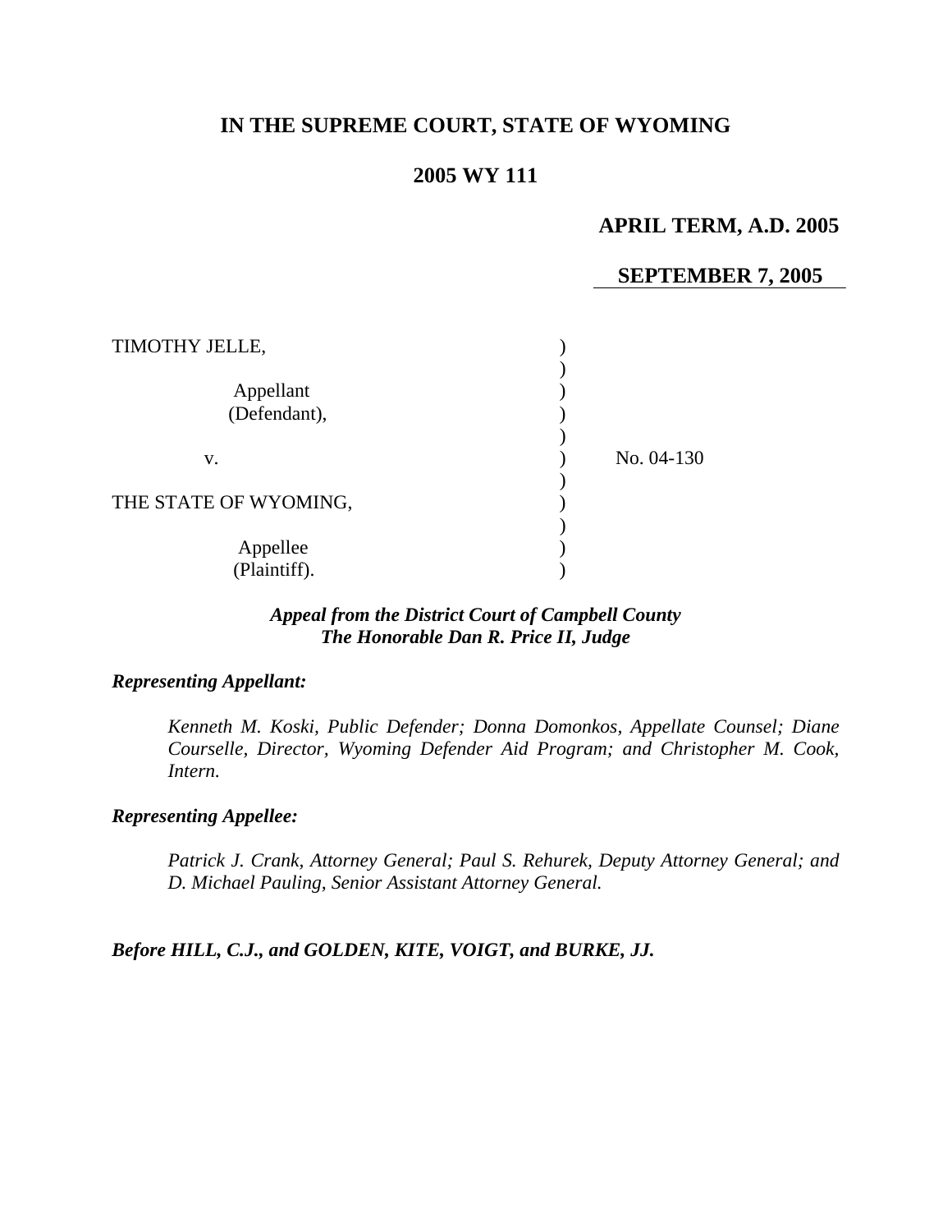# IN THE SUPREME COURT, STATE OF WYOMING

## 2005 WY 111

**APRIL TERM, A.D. 2005**

**SEPTEMBER 7, 2005**

TIMOTHY JELLE,

Appellant (Defendant),

v.

THE STATE OF WYOMING,

Appellee (Plaintiff).

No. 04-130

***Appeal from the District Court of Campbell County***
***The Honorable Dan R. Price II, Judge***

***Representing Appellant:***

*Kenneth M. Koski, Public Defender; Donna Domonkos, Appellate Counsel; Diane Courselle, Director, Wyoming Defender Aid Program; and Christopher M. Cook, Intern.*

***Representing Appellee:***

*Patrick J. Crank, Attorney General; Paul S. Rehurek, Deputy Attorney General; and D. Michael Pauling, Senior Assistant Attorney General.*

***Before HILL, C.J., and GOLDEN, KITE, VOIGT, and BURKE, JJ.***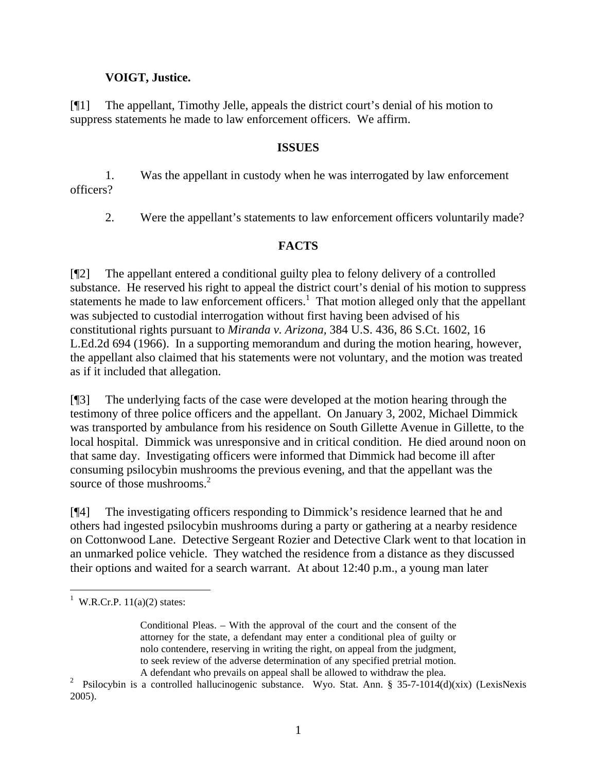**VOIGT, Justice.**

[¶1] The appellant, Timothy Jelle, appeals the district court's denial of his motion to suppress statements he made to law enforcement officers. We affirm.

## ISSUES

1. Was the appellant in custody when he was interrogated by law enforcement officers?

2. Were the appellant's statements to law enforcement officers voluntarily made?

## FACTS

[¶2] The appellant entered a conditional guilty plea to felony delivery of a controlled substance. He reserved his right to appeal the district court's denial of his motion to suppress statements he made to law enforcement officers.[1] That motion alleged only that the appellant was subjected to custodial interrogation without first having been advised of his constitutional rights pursuant to *Miranda v. Arizona,* 384 U.S. 436, 86 S.Ct. 1602, 16 L.Ed.2d 694 (1966). In a supporting memorandum and during the motion hearing, however, the appellant also claimed that his statements were not voluntary, and the motion was treated as if it included that allegation.

[¶3] The underlying facts of the case were developed at the motion hearing through the testimony of three police officers and the appellant. On January 3, 2002, Michael Dimmick was transported by ambulance from his residence on South Gillette Avenue in Gillette, to the local hospital. Dimmick was unresponsive and in critical condition. He died around noon on that same day. Investigating officers were informed that Dimmick had become ill after consuming psilocybin mushrooms the previous evening, and that the appellant was the source of those mushrooms.[2]

[¶4] The investigating officers responding to Dimmick's residence learned that he and others had ingested psilocybin mushrooms during a party or gathering at a nearby residence on Cottonwood Lane. Detective Sergeant Rozier and Detective Clark went to that location in an unmarked police vehicle. They watched the residence from a distance as they discussed their options and waited for a search warrant. At about 12:40 p.m., a young man later

---

[1] W.R.Cr.P. 11(a)(2) states:

> Conditional Pleas. – With the approval of the court and the consent of the attorney for the state, a defendant may enter a conditional plea of guilty or nolo contendere, reserving in writing the right, on appeal from the judgment, to seek review of the adverse determination of any specified pretrial motion. A defendant who prevails on appeal shall be allowed to withdraw the plea.

[2] Psilocybin is a controlled hallucinogenic substance. Wyo. Stat. Ann. § 35-7-1014(d)(xix) (LexisNexis 2005).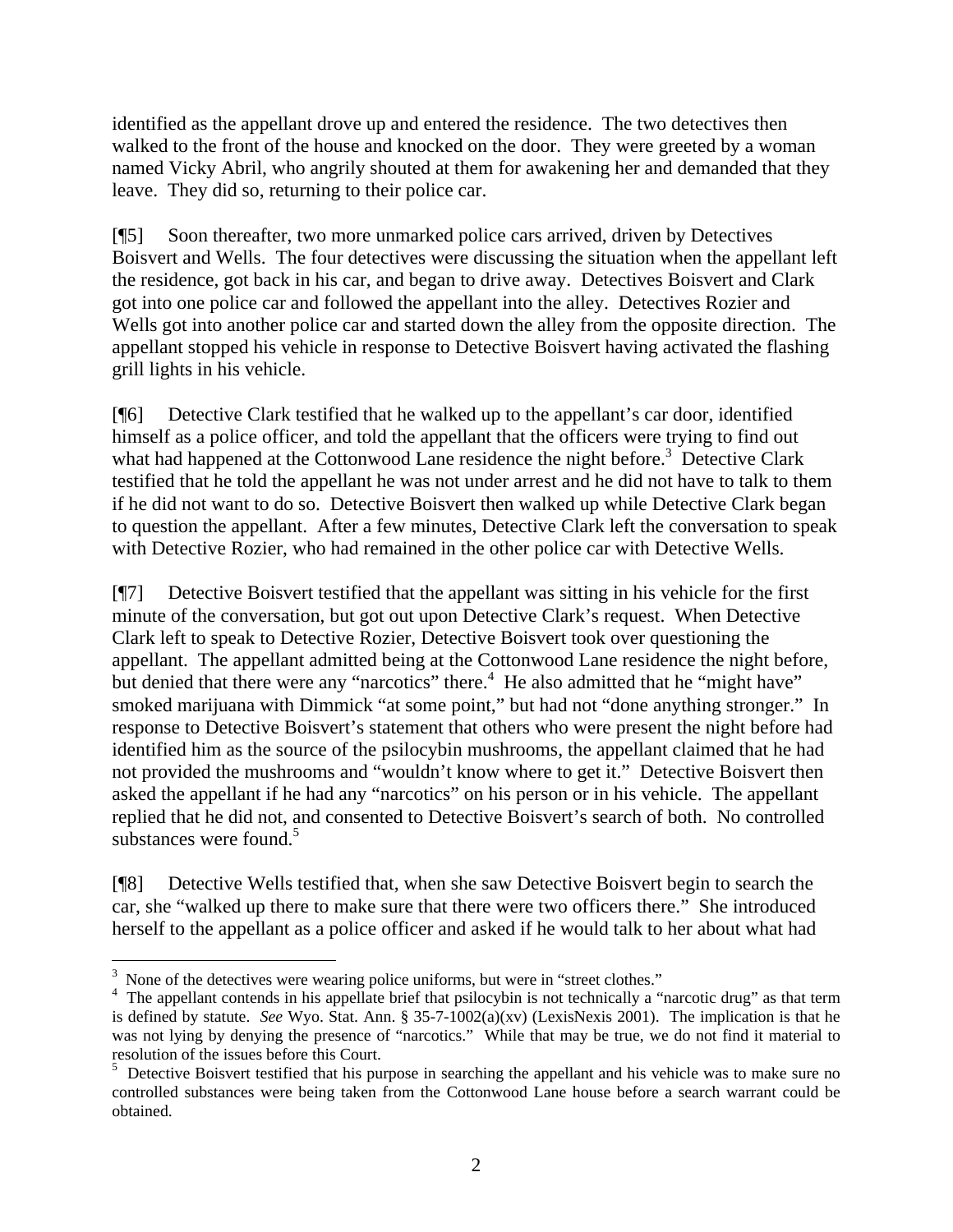identified as the appellant drove up and entered the residence. The two detectives then walked to the front of the house and knocked on the door. They were greeted by a woman named Vicky Abril, who angrily shouted at them for awakening her and demanded that they leave. They did so, returning to their police car.

[¶5] Soon thereafter, two more unmarked police cars arrived, driven by Detectives Boisvert and Wells. The four detectives were discussing the situation when the appellant left the residence, got back in his car, and began to drive away. Detectives Boisvert and Clark got into one police car and followed the appellant into the alley. Detectives Rozier and Wells got into another police car and started down the alley from the opposite direction. The appellant stopped his vehicle in response to Detective Boisvert having activated the flashing grill lights in his vehicle.

[¶6] Detective Clark testified that he walked up to the appellant's car door, identified himself as a police officer, and told the appellant that the officers were trying to find out what had happened at the Cottonwood Lane residence the night before.[3] Detective Clark testified that he told the appellant he was not under arrest and he did not have to talk to them if he did not want to do so. Detective Boisvert then walked up while Detective Clark began to question the appellant. After a few minutes, Detective Clark left the conversation to speak with Detective Rozier, who had remained in the other police car with Detective Wells.

[¶7] Detective Boisvert testified that the appellant was sitting in his vehicle for the first minute of the conversation, but got out upon Detective Clark's request. When Detective Clark left to speak to Detective Rozier, Detective Boisvert took over questioning the appellant. The appellant admitted being at the Cottonwood Lane residence the night before, but denied that there were any "narcotics" there.[4] He also admitted that he "might have" smoked marijuana with Dimmick "at some point," but had not "done anything stronger." In response to Detective Boisvert's statement that others who were present the night before had identified him as the source of the psilocybin mushrooms, the appellant claimed that he had not provided the mushrooms and "wouldn't know where to get it." Detective Boisvert then asked the appellant if he had any "narcotics" on his person or in his vehicle. The appellant replied that he did not, and consented to Detective Boisvert's search of both. No controlled substances were found.[5]

[¶8] Detective Wells testified that, when she saw Detective Boisvert begin to search the car, she "walked up there to make sure that there were two officers there." She introduced herself to the appellant as a police officer and asked if he would talk to her about what had

---

[3] None of the detectives were wearing police uniforms, but were in "street clothes."

[4] The appellant contends in his appellate brief that psilocybin is not technically a "narcotic drug" as that term is defined by statute. *See* Wyo. Stat. Ann. § 35-7-1002(a)(xv) (LexisNexis 2001). The implication is that he was not lying by denying the presence of "narcotics." While that may be true, we do not find it material to resolution of the issues before this Court.

[5] Detective Boisvert testified that his purpose in searching the appellant and his vehicle was to make sure no controlled substances were being taken from the Cottonwood Lane house before a search warrant could be obtained.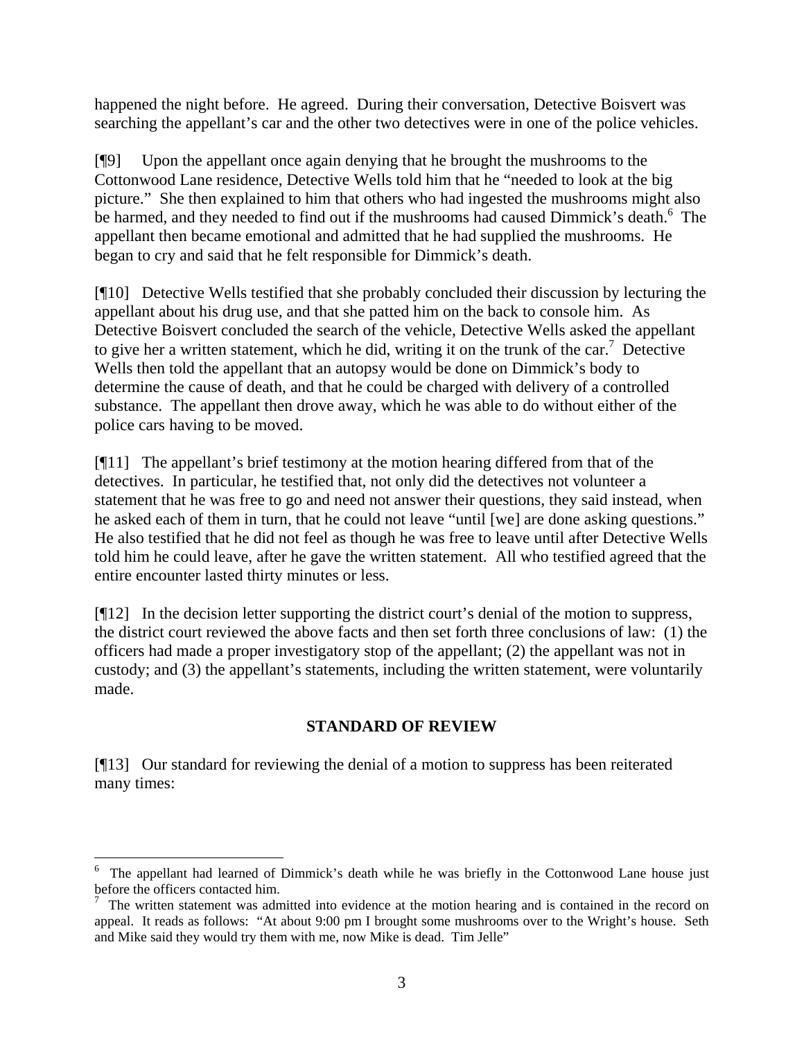happened the night before. He agreed. During their conversation, Detective Boisvert was searching the appellant's car and the other two detectives were in one of the police vehicles.

[¶9] Upon the appellant once again denying that he brought the mushrooms to the Cottonwood Lane residence, Detective Wells told him that he "needed to look at the big picture." She then explained to him that others who had ingested the mushrooms might also be harmed, and they needed to find out if the mushrooms had caused Dimmick's death.[6] The appellant then became emotional and admitted that he had supplied the mushrooms. He began to cry and said that he felt responsible for Dimmick's death.

[¶10] Detective Wells testified that she probably concluded their discussion by lecturing the appellant about his drug use, and that she patted him on the back to console him. As Detective Boisvert concluded the search of the vehicle, Detective Wells asked the appellant to give her a written statement, which he did, writing it on the trunk of the car.[7] Detective Wells then told the appellant that an autopsy would be done on Dimmick's body to determine the cause of death, and that he could be charged with delivery of a controlled substance. The appellant then drove away, which he was able to do without either of the police cars having to be moved.

[¶11] The appellant's brief testimony at the motion hearing differed from that of the detectives. In particular, he testified that, not only did the detectives not volunteer a statement that he was free to go and need not answer their questions, they said instead, when he asked each of them in turn, that he could not leave "until [we] are done asking questions." He also testified that he did not feel as though he was free to leave until after Detective Wells told him he could leave, after he gave the written statement. All who testified agreed that the entire encounter lasted thirty minutes or less.

[¶12] In the decision letter supporting the district court's denial of the motion to suppress, the district court reviewed the above facts and then set forth three conclusions of law: (1) the officers had made a proper investigatory stop of the appellant; (2) the appellant was not in custody; and (3) the appellant's statements, including the written statement, were voluntarily made.

## STANDARD OF REVIEW

[¶13] Our standard for reviewing the denial of a motion to suppress has been reiterated many times:

---

[6] The appellant had learned of Dimmick's death while he was briefly in the Cottonwood Lane house just before the officers contacted him.

[7] The written statement was admitted into evidence at the motion hearing and is contained in the record on appeal. It reads as follows: "At about 9:00 pm I brought some mushrooms over to the Wright's house. Seth and Mike said they would try them with me, now Mike is dead. Tim Jelle"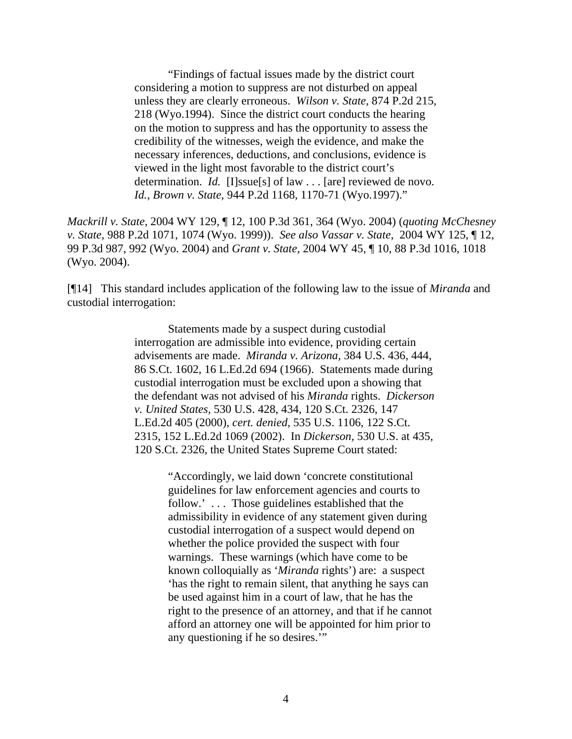> "Findings of factual issues made by the district court considering a motion to suppress are not disturbed on appeal unless they are clearly erroneous. *Wilson v. State*, 874 P.2d 215, 218 (Wyo.1994). Since the district court conducts the hearing on the motion to suppress and has the opportunity to assess the credibility of the witnesses, weigh the evidence, and make the necessary inferences, deductions, and conclusions, evidence is viewed in the light most favorable to the district court's determination. *Id.* [I]ssue[s] of law . . . [are] reviewed de novo. *Id., Brown v. State*, 944 P.2d 1168, 1170-71 (Wyo.1997)."

*Mackrill v. State*, 2004 WY 129, ¶ 12, 100 P.3d 361, 364 (Wyo. 2004) (*quoting McChesney v. State*, 988 P.2d 1071, 1074 (Wyo. 1999)). *See also Vassar v. State,* 2004 WY 125, ¶ 12, 99 P.3d 987, 992 (Wyo. 2004) and *Grant v. State*, 2004 WY 45, ¶ 10, 88 P.3d 1016, 1018 (Wyo. 2004).

[¶14] This standard includes application of the following law to the issue of *Miranda* and custodial interrogation:

> Statements made by a suspect during custodial interrogation are admissible into evidence, providing certain advisements are made. *Miranda v. Arizona*, 384 U.S. 436, 444, 86 S.Ct. 1602, 16 L.Ed.2d 694 (1966). Statements made during custodial interrogation must be excluded upon a showing that the defendant was not advised of his *Miranda* rights. *Dickerson v. United States*, 530 U.S. 428, 434, 120 S.Ct. 2326, 147 L.Ed.2d 405 (2000), *cert. denied*, 535 U.S. 1106, 122 S.Ct. 2315, 152 L.Ed.2d 1069 (2002). In *Dickerson*, 530 U.S. at 435, 120 S.Ct. 2326, the United States Supreme Court stated:
>
> > "Accordingly, we laid down 'concrete constitutional guidelines for law enforcement agencies and courts to follow.' . . . Those guidelines established that the admissibility in evidence of any statement given during custodial interrogation of a suspect would depend on whether the police provided the suspect with four warnings. These warnings (which have come to be known colloquially as '*Miranda* rights') are: a suspect 'has the right to remain silent, that anything he says can be used against him in a court of law, that he has the right to the presence of an attorney, and that if he cannot afford an attorney one will be appointed for him prior to any questioning if he so desires.'"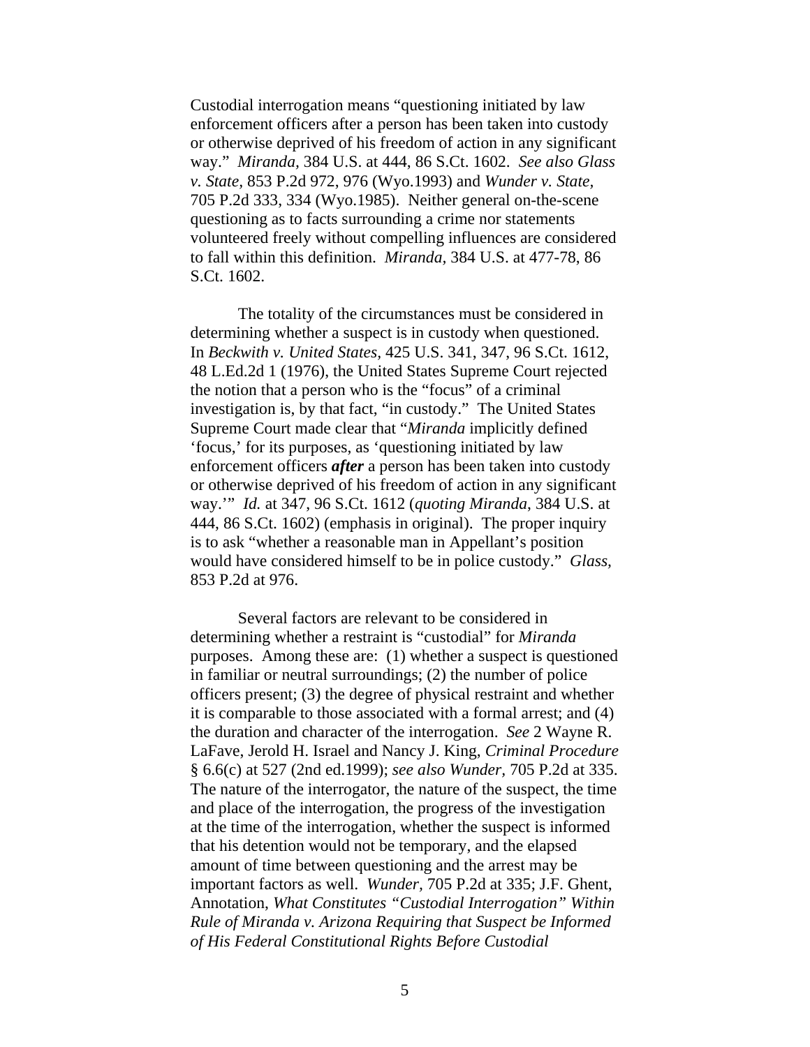Custodial interrogation means "questioning initiated by law enforcement officers after a person has been taken into custody or otherwise deprived of his freedom of action in any significant way." *Miranda*, 384 U.S. at 444, 86 S.Ct. 1602. *See also Glass v. State*, 853 P.2d 972, 976 (Wyo.1993) and *Wunder v. State*, 705 P.2d 333, 334 (Wyo.1985). Neither general on-the-scene questioning as to facts surrounding a crime nor statements volunteered freely without compelling influences are considered to fall within this definition. *Miranda*, 384 U.S. at 477-78, 86 S.Ct. 1602.

The totality of the circumstances must be considered in determining whether a suspect is in custody when questioned. In *Beckwith v. United States*, 425 U.S. 341, 347, 96 S.Ct. 1612, 48 L.Ed.2d 1 (1976), the United States Supreme Court rejected the notion that a person who is the "focus" of a criminal investigation is, by that fact, "in custody." The United States Supreme Court made clear that "*Miranda* implicitly defined 'focus,' for its purposes, as 'questioning initiated by law enforcement officers ***after*** a person has been taken into custody or otherwise deprived of his freedom of action in any significant way.'" *Id.* at 347, 96 S.Ct. 1612 (*quoting Miranda*, 384 U.S. at 444, 86 S.Ct. 1602) (emphasis in original). The proper inquiry is to ask "whether a reasonable man in Appellant's position would have considered himself to be in police custody." *Glass*, 853 P.2d at 976.

Several factors are relevant to be considered in determining whether a restraint is "custodial" for *Miranda* purposes. Among these are: (1) whether a suspect is questioned in familiar or neutral surroundings; (2) the number of police officers present; (3) the degree of physical restraint and whether it is comparable to those associated with a formal arrest; and (4) the duration and character of the interrogation. *See* 2 Wayne R. LaFave, Jerold H. Israel and Nancy J. King, *Criminal Procedure* § 6.6(c) at 527 (2nd ed.1999); *see also Wunder*, 705 P.2d at 335. The nature of the interrogator, the nature of the suspect, the time and place of the interrogation, the progress of the investigation at the time of the interrogation, whether the suspect is informed that his detention would not be temporary, and the elapsed amount of time between questioning and the arrest may be important factors as well. *Wunder*, 705 P.2d at 335; J.F. Ghent, Annotation, *What Constitutes "Custodial Interrogation" Within Rule of Miranda v. Arizona Requiring that Suspect be Informed of His Federal Constitutional Rights Before Custodial*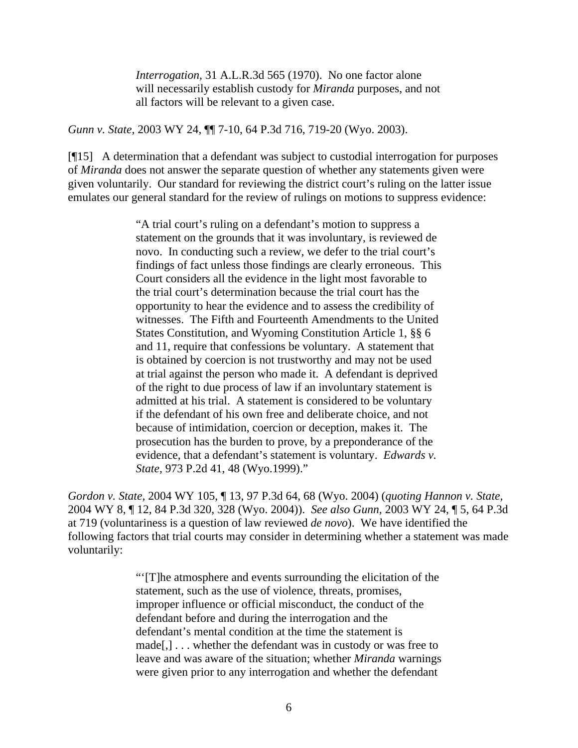> *Interrogation,* 31 A.L.R.3d 565 (1970). No one factor alone will necessarily establish custody for *Miranda* purposes, and not all factors will be relevant to a given case.

*Gunn v. State,* 2003 WY 24, ¶¶ 7-10, 64 P.3d 716, 719-20 (Wyo. 2003).

[¶15] A determination that a defendant was subject to custodial interrogation for purposes of *Miranda* does not answer the separate question of whether any statements given were given voluntarily. Our standard for reviewing the district court's ruling on the latter issue emulates our general standard for the review of rulings on motions to suppress evidence:

> "A trial court's ruling on a defendant's motion to suppress a statement on the grounds that it was involuntary, is reviewed de novo. In conducting such a review, we defer to the trial court's findings of fact unless those findings are clearly erroneous. This Court considers all the evidence in the light most favorable to the trial court's determination because the trial court has the opportunity to hear the evidence and to assess the credibility of witnesses. The Fifth and Fourteenth Amendments to the United States Constitution, and Wyoming Constitution Article 1, §§ 6 and 11, require that confessions be voluntary. A statement that is obtained by coercion is not trustworthy and may not be used at trial against the person who made it. A defendant is deprived of the right to due process of law if an involuntary statement is admitted at his trial. A statement is considered to be voluntary if the defendant of his own free and deliberate choice, and not because of intimidation, coercion or deception, makes it. The prosecution has the burden to prove, by a preponderance of the evidence, that a defendant's statement is voluntary. *Edwards v. State,* 973 P.2d 41, 48 (Wyo.1999)."

*Gordon v. State*, 2004 WY 105, ¶ 13, 97 P.3d 64, 68 (Wyo. 2004) (*quoting Hannon v. State*, 2004 WY 8, ¶ 12, 84 P.3d 320, 328 (Wyo. 2004)). *See also Gunn,* 2003 WY 24, ¶ 5, 64 P.3d at 719 (voluntariness is a question of law reviewed *de novo*). We have identified the following factors that trial courts may consider in determining whether a statement was made voluntarily:

> "'[T]he atmosphere and events surrounding the elicitation of the statement, such as the use of violence, threats, promises, improper influence or official misconduct, the conduct of the defendant before and during the interrogation and the defendant's mental condition at the time the statement is made[,] . . . whether the defendant was in custody or was free to leave and was aware of the situation; whether *Miranda* warnings were given prior to any interrogation and whether the defendant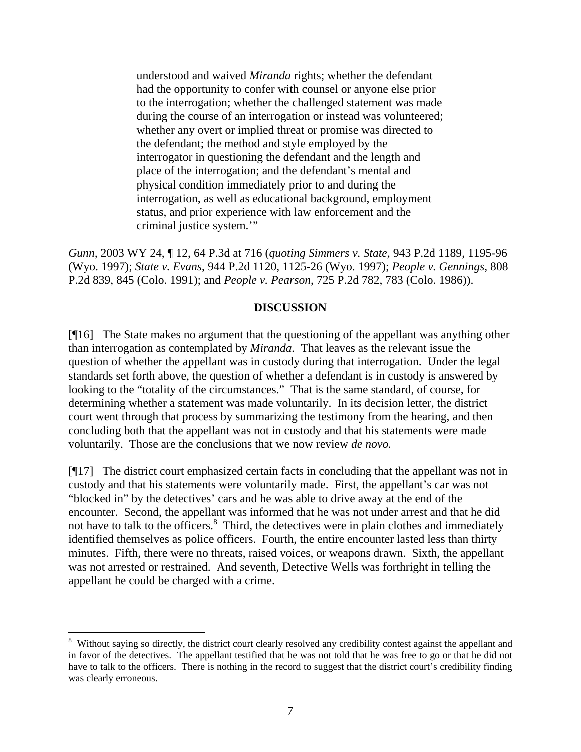> understood and waived *Miranda* rights; whether the defendant had the opportunity to confer with counsel or anyone else prior to the interrogation; whether the challenged statement was made during the course of an interrogation or instead was volunteered; whether any overt or implied threat or promise was directed to the defendant; the method and style employed by the interrogator in questioning the defendant and the length and place of the interrogation; and the defendant's mental and physical condition immediately prior to and during the interrogation, as well as educational background, employment status, and prior experience with law enforcement and the criminal justice system.'"

*Gunn*, 2003 WY 24, ¶ 12, 64 P.3d at 716 (*quoting Simmers v. State,* 943 P.2d 1189, 1195-96 (Wyo. 1997); *State v. Evans*, 944 P.2d 1120, 1125-26 (Wyo. 1997); *People v. Gennings*, 808 P.2d 839, 845 (Colo. 1991); and *People v. Pearson*, 725 P.2d 782, 783 (Colo. 1986)).

## DISCUSSION

[¶16] The State makes no argument that the questioning of the appellant was anything other than interrogation as contemplated by *Miranda.* That leaves as the relevant issue the question of whether the appellant was in custody during that interrogation. Under the legal standards set forth above, the question of whether a defendant is in custody is answered by looking to the "totality of the circumstances." That is the same standard, of course, for determining whether a statement was made voluntarily. In its decision letter, the district court went through that process by summarizing the testimony from the hearing, and then concluding both that the appellant was not in custody and that his statements were made voluntarily. Those are the conclusions that we now review *de novo.*

[¶17] The district court emphasized certain facts in concluding that the appellant was not in custody and that his statements were voluntarily made. First, the appellant's car was not "blocked in" by the detectives' cars and he was able to drive away at the end of the encounter. Second, the appellant was informed that he was not under arrest and that he did not have to talk to the officers.[8] Third, the detectives were in plain clothes and immediately identified themselves as police officers. Fourth, the entire encounter lasted less than thirty minutes. Fifth, there were no threats, raised voices, or weapons drawn. Sixth, the appellant was not arrested or restrained. And seventh, Detective Wells was forthright in telling the appellant he could be charged with a crime.

---

[8] Without saying so directly, the district court clearly resolved any credibility contest against the appellant and in favor of the detectives. The appellant testified that he was not told that he was free to go or that he did not have to talk to the officers. There is nothing in the record to suggest that the district court's credibility finding was clearly erroneous.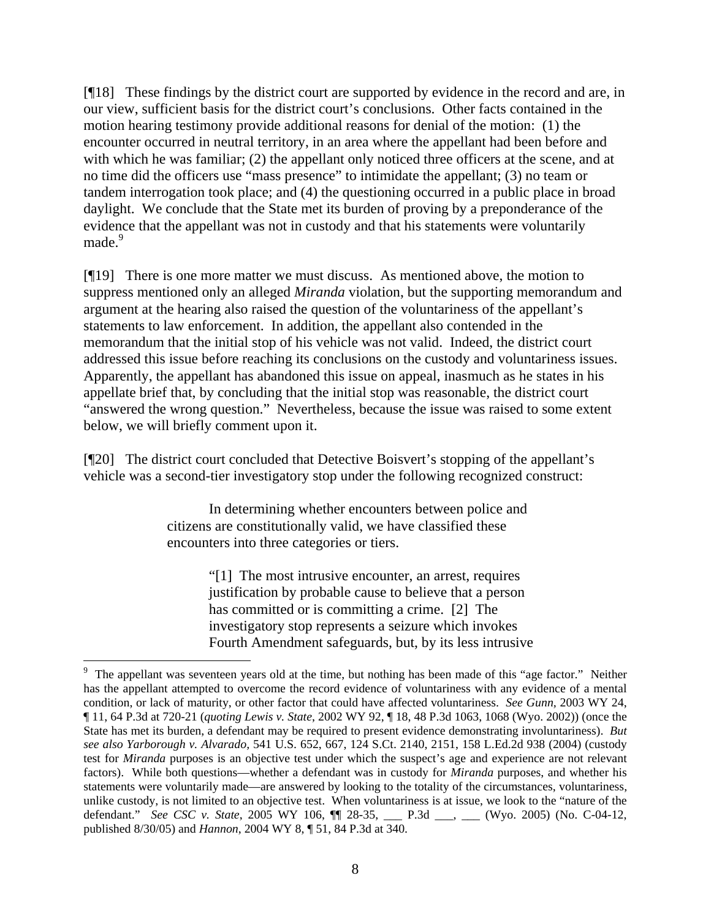[¶18] These findings by the district court are supported by evidence in the record and are, in our view, sufficient basis for the district court's conclusions. Other facts contained in the motion hearing testimony provide additional reasons for denial of the motion: (1) the encounter occurred in neutral territory, in an area where the appellant had been before and with which he was familiar; (2) the appellant only noticed three officers at the scene, and at no time did the officers use "mass presence" to intimidate the appellant; (3) no team or tandem interrogation took place; and (4) the questioning occurred in a public place in broad daylight. We conclude that the State met its burden of proving by a preponderance of the evidence that the appellant was not in custody and that his statements were voluntarily made.[9]

[¶19] There is one more matter we must discuss. As mentioned above, the motion to suppress mentioned only an alleged *Miranda* violation, but the supporting memorandum and argument at the hearing also raised the question of the voluntariness of the appellant's statements to law enforcement. In addition, the appellant also contended in the memorandum that the initial stop of his vehicle was not valid. Indeed, the district court addressed this issue before reaching its conclusions on the custody and voluntariness issues. Apparently, the appellant has abandoned this issue on appeal, inasmuch as he states in his appellate brief that, by concluding that the initial stop was reasonable, the district court "answered the wrong question." Nevertheless, because the issue was raised to some extent below, we will briefly comment upon it.

[¶20] The district court concluded that Detective Boisvert's stopping of the appellant's vehicle was a second-tier investigatory stop under the following recognized construct:

> In determining whether encounters between police and citizens are constitutionally valid, we have classified these encounters into three categories or tiers.
>
> > "[1] The most intrusive encounter, an arrest, requires justification by probable cause to believe that a person has committed or is committing a crime. [2] The investigatory stop represents a seizure which invokes Fourth Amendment safeguards, but, by its less intrusive

---

[9] The appellant was seventeen years old at the time, but nothing has been made of this "age factor." Neither has the appellant attempted to overcome the record evidence of voluntariness with any evidence of a mental condition, or lack of maturity, or other factor that could have affected voluntariness. *See Gunn,* 2003 WY 24, ¶ 11, 64 P.3d at 720-21 (*quoting Lewis v. State*, 2002 WY 92, ¶ 18, 48 P.3d 1063, 1068 (Wyo. 2002)) (once the State has met its burden, a defendant may be required to present evidence demonstrating involuntariness). *But see also Yarborough v. Alvarado,* 541 U.S. 652, 667, 124 S.Ct. 2140, 2151, 158 L.Ed.2d 938 (2004) (custody test for *Miranda* purposes is an objective test under which the suspect's age and experience are not relevant factors). While both questions—whether a defendant was in custody for *Miranda* purposes, and whether his statements were voluntarily made—are answered by looking to the totality of the circumstances, voluntariness, unlike custody, is not limited to an objective test. When voluntariness is at issue, we look to the "nature of the defendant." *See CSC v. State*, 2005 WY 106, ¶¶ 28-35, ___ P.3d ___, ___ (Wyo. 2005) (No. C-04-12, published 8/30/05) and *Hannon*, 2004 WY 8, ¶ 51, 84 P.3d at 340.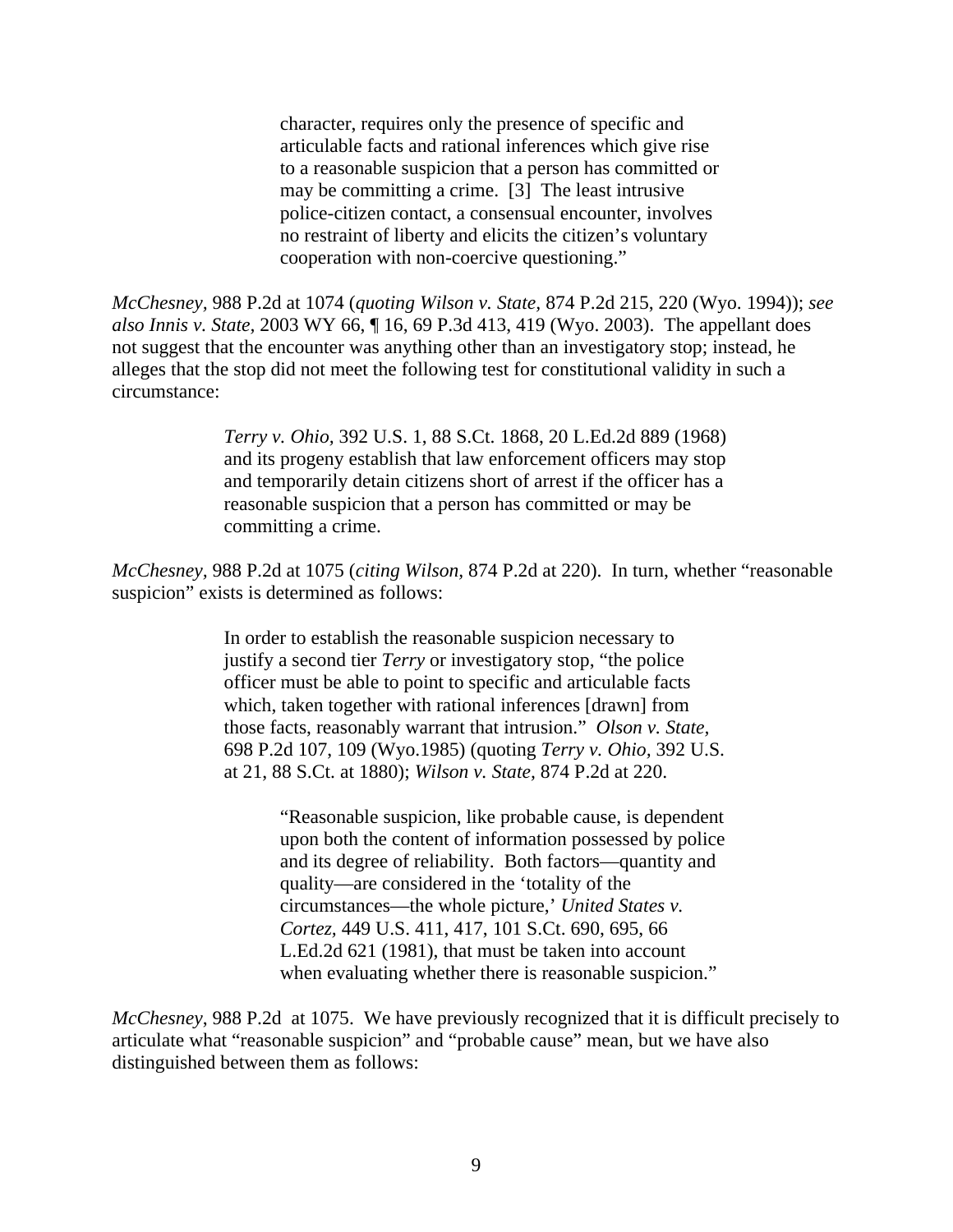> character, requires only the presence of specific and articulable facts and rational inferences which give rise to a reasonable suspicion that a person has committed or may be committing a crime. [3] The least intrusive police-citizen contact, a consensual encounter, involves no restraint of liberty and elicits the citizen's voluntary cooperation with non-coercive questioning."

*McChesney*, 988 P.2d at 1074 (*quoting Wilson v. State,* 874 P.2d 215, 220 (Wyo. 1994)); *see also Innis v. State,* 2003 WY 66, ¶ 16, 69 P.3d 413, 419 (Wyo. 2003). The appellant does not suggest that the encounter was anything other than an investigatory stop; instead, he alleges that the stop did not meet the following test for constitutional validity in such a circumstance:

> *Terry v. Ohio,* 392 U.S. 1, 88 S.Ct. 1868, 20 L.Ed.2d 889 (1968) and its progeny establish that law enforcement officers may stop and temporarily detain citizens short of arrest if the officer has a reasonable suspicion that a person has committed or may be committing a crime.

*McChesney*, 988 P.2d at 1075 (*citing Wilson,* 874 P.2d at 220). In turn, whether "reasonable suspicion" exists is determined as follows:

> In order to establish the reasonable suspicion necessary to justify a second tier *Terry* or investigatory stop, "the police officer must be able to point to specific and articulable facts which, taken together with rational inferences [drawn] from those facts, reasonably warrant that intrusion." *Olson v. State,* 698 P.2d 107, 109 (Wyo.1985) (quoting *Terry v. Ohio,* 392 U.S. at 21, 88 S.Ct. at 1880); *Wilson v. State,* 874 P.2d at 220.
>
> > "Reasonable suspicion, like probable cause, is dependent upon both the content of information possessed by police and its degree of reliability. Both factors—quantity and quality—are considered in the 'totality of the circumstances—the whole picture,' *United States v. Cortez,* 449 U.S. 411, 417, 101 S.Ct. 690, 695, 66 L.Ed.2d 621 (1981), that must be taken into account when evaluating whether there is reasonable suspicion."

*McChesney*, 988 P.2d at 1075. We have previously recognized that it is difficult precisely to articulate what "reasonable suspicion" and "probable cause" mean, but we have also distinguished between them as follows: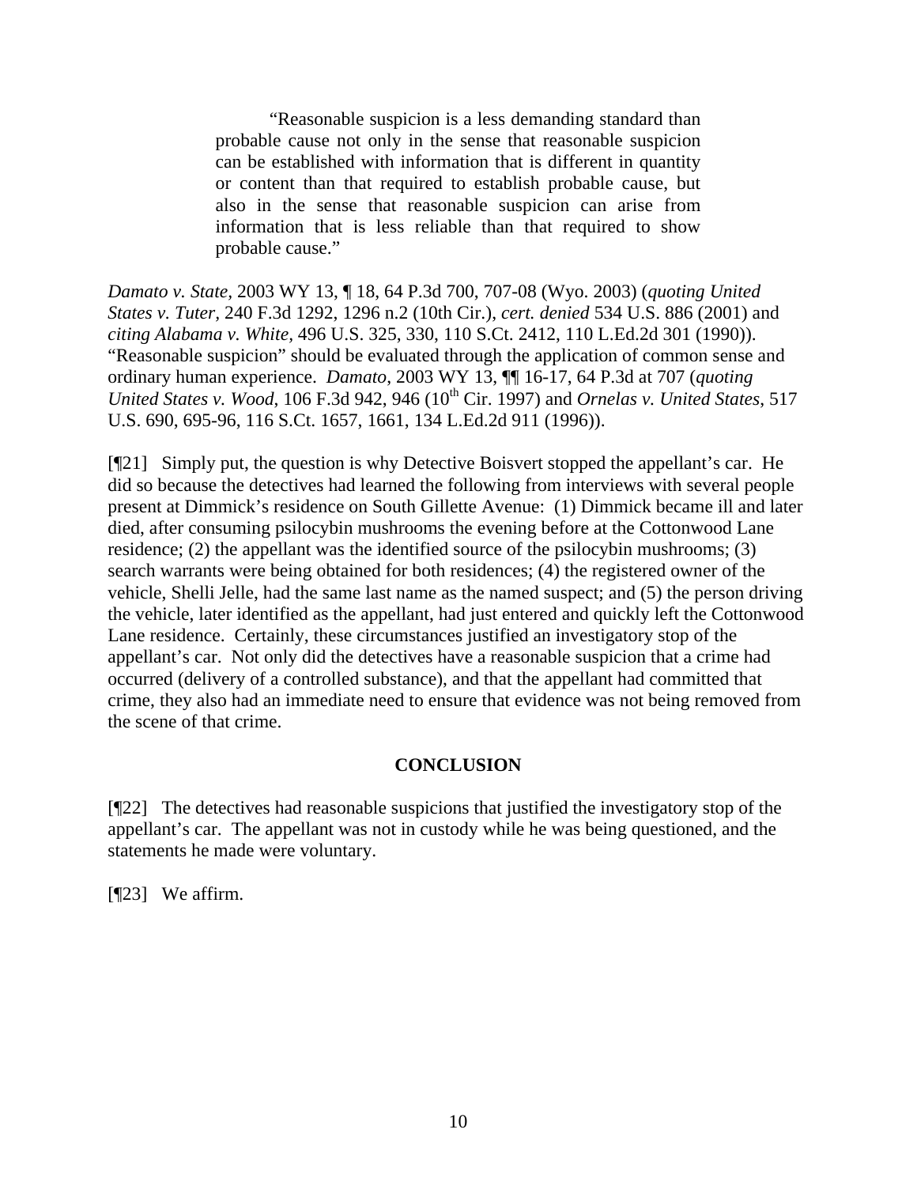> "Reasonable suspicion is a less demanding standard than probable cause not only in the sense that reasonable suspicion can be established with information that is different in quantity or content than that required to establish probable cause, but also in the sense that reasonable suspicion can arise from information that is less reliable than that required to show probable cause."

*Damato v. State*, 2003 WY 13, ¶ 18, 64 P.3d 700, 707-08 (Wyo. 2003) (*quoting United States v. Tuter*, 240 F.3d 1292, 1296 n.2 (10th Cir.), *cert. denied* 534 U.S. 886 (2001) and *citing Alabama v. White*, 496 U.S. 325, 330, 110 S.Ct. 2412, 110 L.Ed.2d 301 (1990)). "Reasonable suspicion" should be evaluated through the application of common sense and ordinary human experience. *Damato*, 2003 WY 13, ¶¶ 16-17, 64 P.3d at 707 (*quoting United States v. Wood*, 106 F.3d 942, 946 (10th Cir. 1997) and *Ornelas v. United States*, 517 U.S. 690, 695-96, 116 S.Ct. 1657, 1661, 134 L.Ed.2d 911 (1996)).

[¶21] Simply put, the question is why Detective Boisvert stopped the appellant's car. He did so because the detectives had learned the following from interviews with several people present at Dimmick's residence on South Gillette Avenue: (1) Dimmick became ill and later died, after consuming psilocybin mushrooms the evening before at the Cottonwood Lane residence; (2) the appellant was the identified source of the psilocybin mushrooms; (3) search warrants were being obtained for both residences; (4) the registered owner of the vehicle, Shelli Jelle, had the same last name as the named suspect; and (5) the person driving the vehicle, later identified as the appellant, had just entered and quickly left the Cottonwood Lane residence. Certainly, these circumstances justified an investigatory stop of the appellant's car. Not only did the detectives have a reasonable suspicion that a crime had occurred (delivery of a controlled substance), and that the appellant had committed that crime, they also had an immediate need to ensure that evidence was not being removed from the scene of that crime.

## CONCLUSION

[¶22] The detectives had reasonable suspicions that justified the investigatory stop of the appellant's car. The appellant was not in custody while he was being questioned, and the statements he made were voluntary.

[¶23] We affirm.